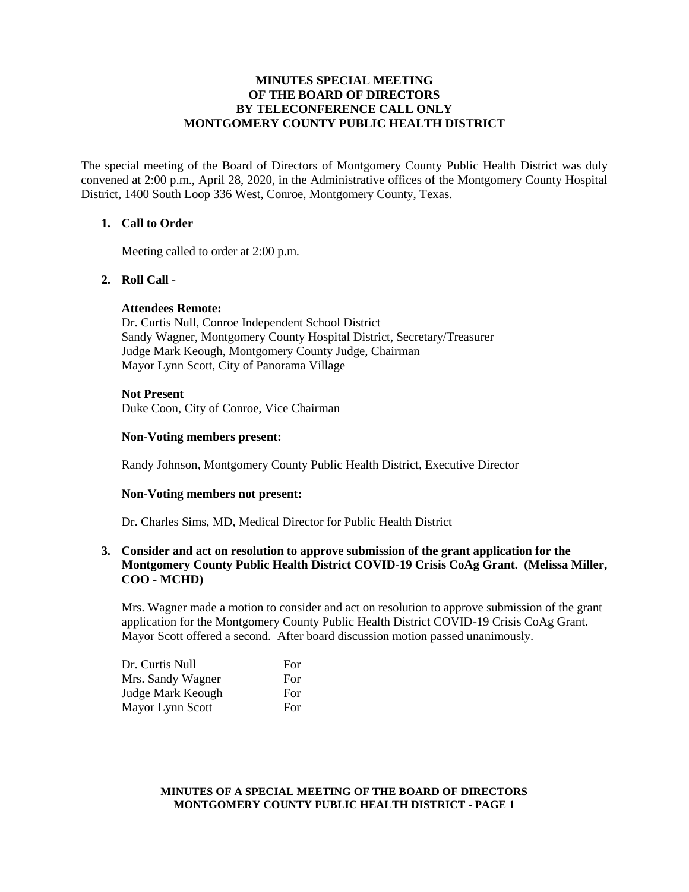# MINUTES SPECIAL MEETING
# OF THE BOARD OF DIRECTORS
# BY TELECONFERENCE CALL ONLY
# MONTGOMERY COUNTY PUBLIC HEALTH DISTRICT

The special meeting of the Board of Directors of Montgomery County Public Health District was duly convened at 2:00 p.m., April 28, 2020, in the Administrative offices of the Montgomery County Hospital District, 1400 South Loop 336 West, Conroe, Montgomery County, Texas.

1. **Call to Order**

   Meeting called to order at 2:00 p.m.

2. **Roll Call -**

   **Attendees Remote:**
   Dr. Curtis Null, Conroe Independent School District
   Sandy Wagner, Montgomery County Hospital District, Secretary/Treasurer
   Judge Mark Keough, Montgomery County Judge, Chairman
   Mayor Lynn Scott, City of Panorama Village

   **Not Present**
   Duke Coon, City of Conroe, Vice Chairman

   **Non-Voting members present:**

   Randy Johnson, Montgomery County Public Health District, Executive Director

   **Non-Voting members not present:**

   Dr. Charles Sims, MD, Medical Director for Public Health District

3. **Consider and act on resolution to approve submission of the grant application for the Montgomery County Public Health District COVID-19 Crisis CoAg Grant. (Melissa Miller, COO - MCHD)**

   Mrs. Wagner made a motion to consider and act on resolution to approve submission of the grant application for the Montgomery County Public Health District COVID-19 Crisis CoAg Grant. Mayor Scott offered a second. After board discussion motion passed unanimously.

   | | |
   |---|---|
   | Dr. Curtis Null | For |
   | Mrs. Sandy Wagner | For |
   | Judge Mark Keough | For |
   | Mayor Lynn Scott | For |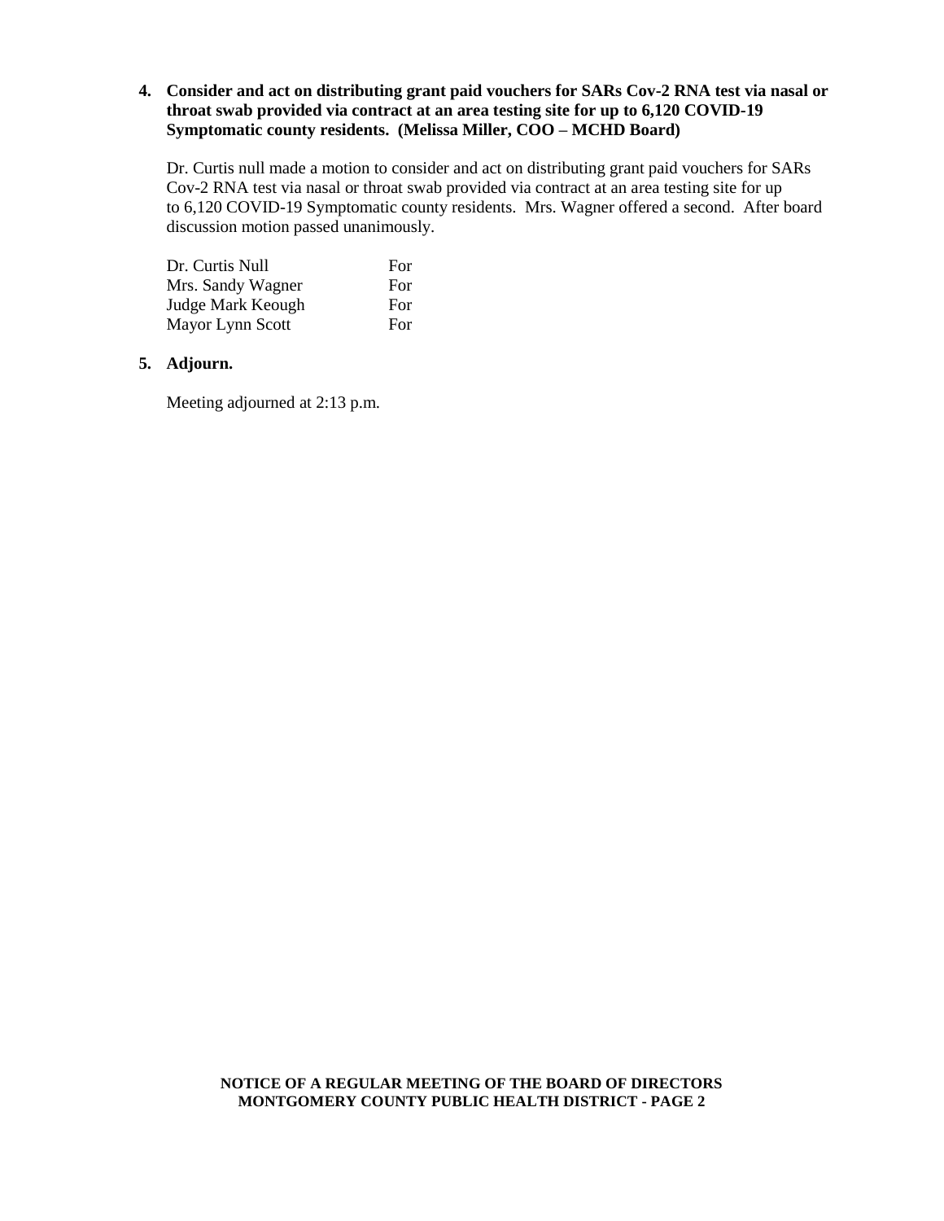**4. Consider and act on distributing grant paid vouchers for SARs Cov-2 RNA test via nasal or throat swab provided via contract at an area testing site for up to 6,120 COVID-19 Symptomatic county residents. (Melissa Miller, COO – MCHD Board)**

Dr. Curtis null made a motion to consider and act on distributing grant paid vouchers for SARs Cov-2 RNA test via nasal or throat swab provided via contract at an area testing site for up to 6,120 COVID-19 Symptomatic county residents. Mrs. Wagner offered a second. After board discussion motion passed unanimously.

| | |
|---|---|
| Dr. Curtis Null | For |
| Mrs. Sandy Wagner | For |
| Judge Mark Keough | For |
| Mayor Lynn Scott | For |

**5. Adjourn.**

Meeting adjourned at 2:13 p.m.

**NOTICE OF A REGULAR MEETING OF THE BOARD OF DIRECTORS MONTGOMERY COUNTY PUBLIC HEALTH DISTRICT - PAGE 2**